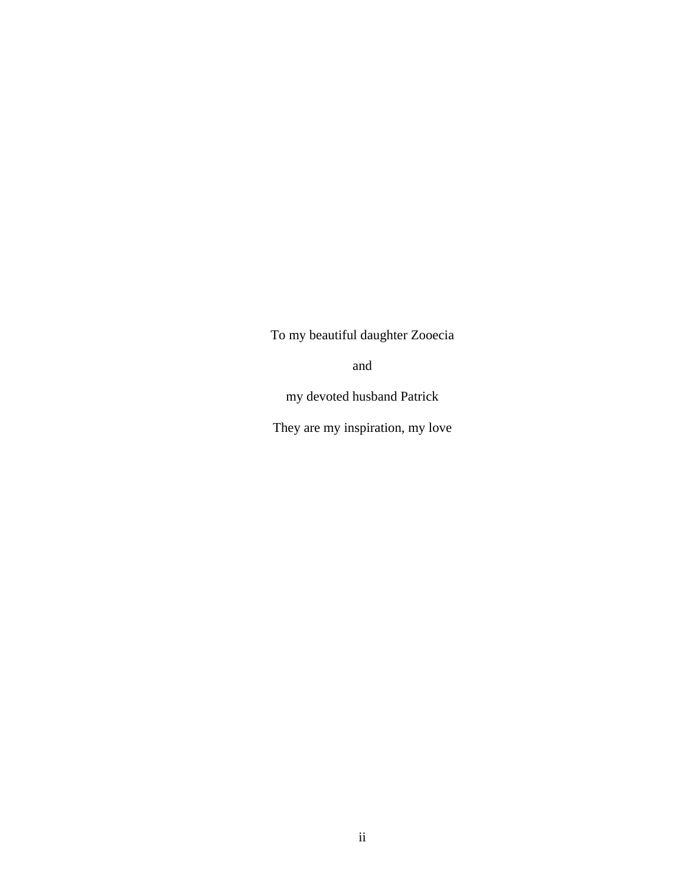To my beautiful daughter Zooecia

and

my devoted husband Patrick

They are my inspiration, my love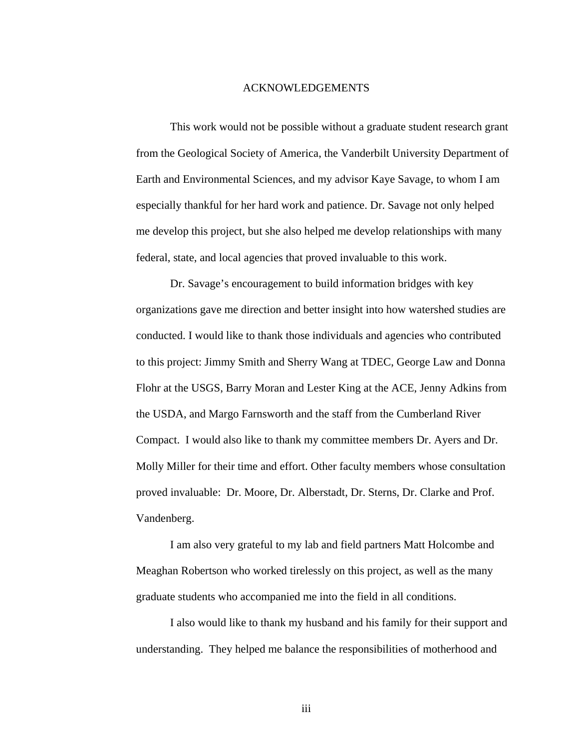# ACKNOWLEDGEMENTS

This work would not be possible without a graduate student research grant from the Geological Society of America, the Vanderbilt University Department of Earth and Environmental Sciences, and my advisor Kaye Savage, to whom I am especially thankful for her hard work and patience. Dr. Savage not only helped me develop this project, but she also helped me develop relationships with many federal, state, and local agencies that proved invaluable to this work.

Dr. Savage's encouragement to build information bridges with key organizations gave me direction and better insight into how watershed studies are conducted. I would like to thank those individuals and agencies who contributed to this project: Jimmy Smith and Sherry Wang at TDEC, George Law and Donna Flohr at the USGS, Barry Moran and Lester King at the ACE, Jenny Adkins from the USDA, and Margo Farnsworth and the staff from the Cumberland River Compact. I would also like to thank my committee members Dr. Ayers and Dr. Molly Miller for their time and effort. Other faculty members whose consultation proved invaluable: Dr. Moore, Dr. Alberstadt, Dr. Sterns, Dr. Clarke and Prof. Vandenberg.

I am also very grateful to my lab and field partners Matt Holcombe and Meaghan Robertson who worked tirelessly on this project, as well as the many graduate students who accompanied me into the field in all conditions.

I also would like to thank my husband and his family for their support and understanding. They helped me balance the responsibilities of motherhood and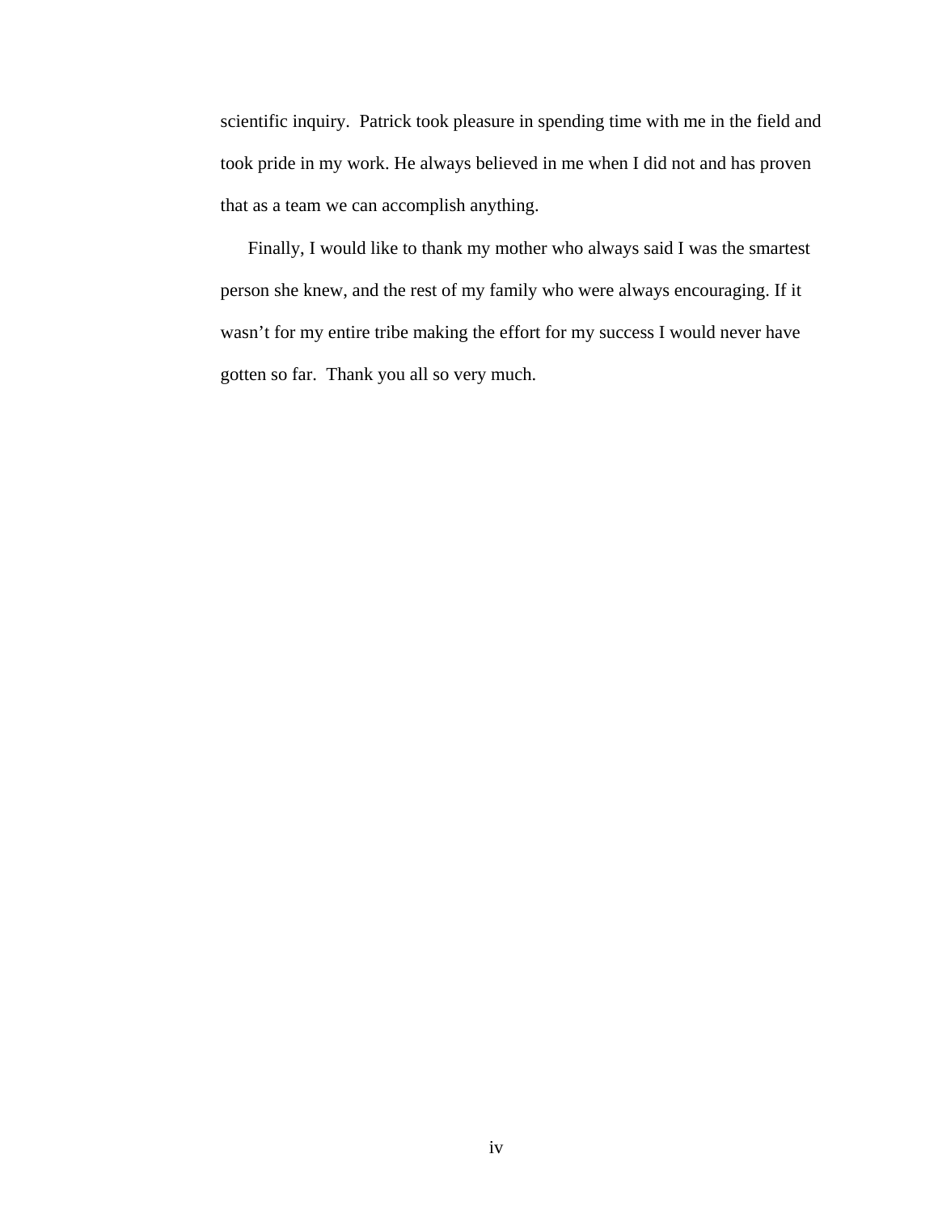scientific inquiry.  Patrick took pleasure in spending time with me in the field and took pride in my work. He always believed in me when I did not and has proven that as a team we can accomplish anything.

Finally, I would like to thank my mother who always said I was the smartest person she knew, and the rest of my family who were always encouraging. If it wasn't for my entire tribe making the effort for my success I would never have gotten so far.  Thank you all so very much.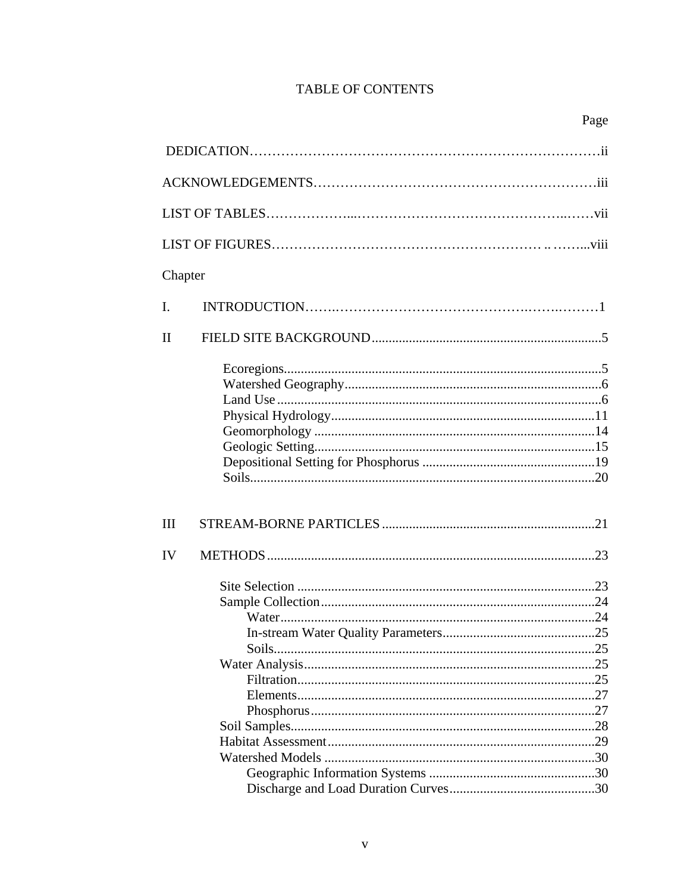# TABLE OF CONTENTS

| | Page |
|---|---|
| DEDICATION | ii |
| ACKNOWLEDGEMENTS | iii |
| LIST OF TABLES | vii |
| LIST OF FIGURES | viii |

Chapter

| | | Page |
|---|---|---|
| I. | INTRODUCTION | 1 |
| II | FIELD SITE BACKGROUND | 5 |
| | Ecoregions | 5 |
| | Watershed Geography | 6 |
| | Land Use | 6 |
| | Physical Hydrology | 11 |
| | Geomorphology | 14 |
| | Geologic Setting | 15 |
| | Depositional Setting for Phosphorus | 19 |
| | Soils | 20 |
| III | STREAM-BORNE PARTICLES | 21 |
| IV | METHODS | 23 |
| | Site Selection | 23 |
| | Sample Collection | 24 |
| | Water | 24 |
| | In-stream Water Quality Parameters | 25 |
| | Soils | 25 |
| | Water Analysis | 25 |
| | Filtration | 25 |
| | Elements | 27 |
| | Phosphorus | 27 |
| | Soil Samples | 28 |
| | Habitat Assessment | 29 |
| | Watershed Models | 30 |
| | Geographic Information Systems | 30 |
| | Discharge and Load Duration Curves | 30 |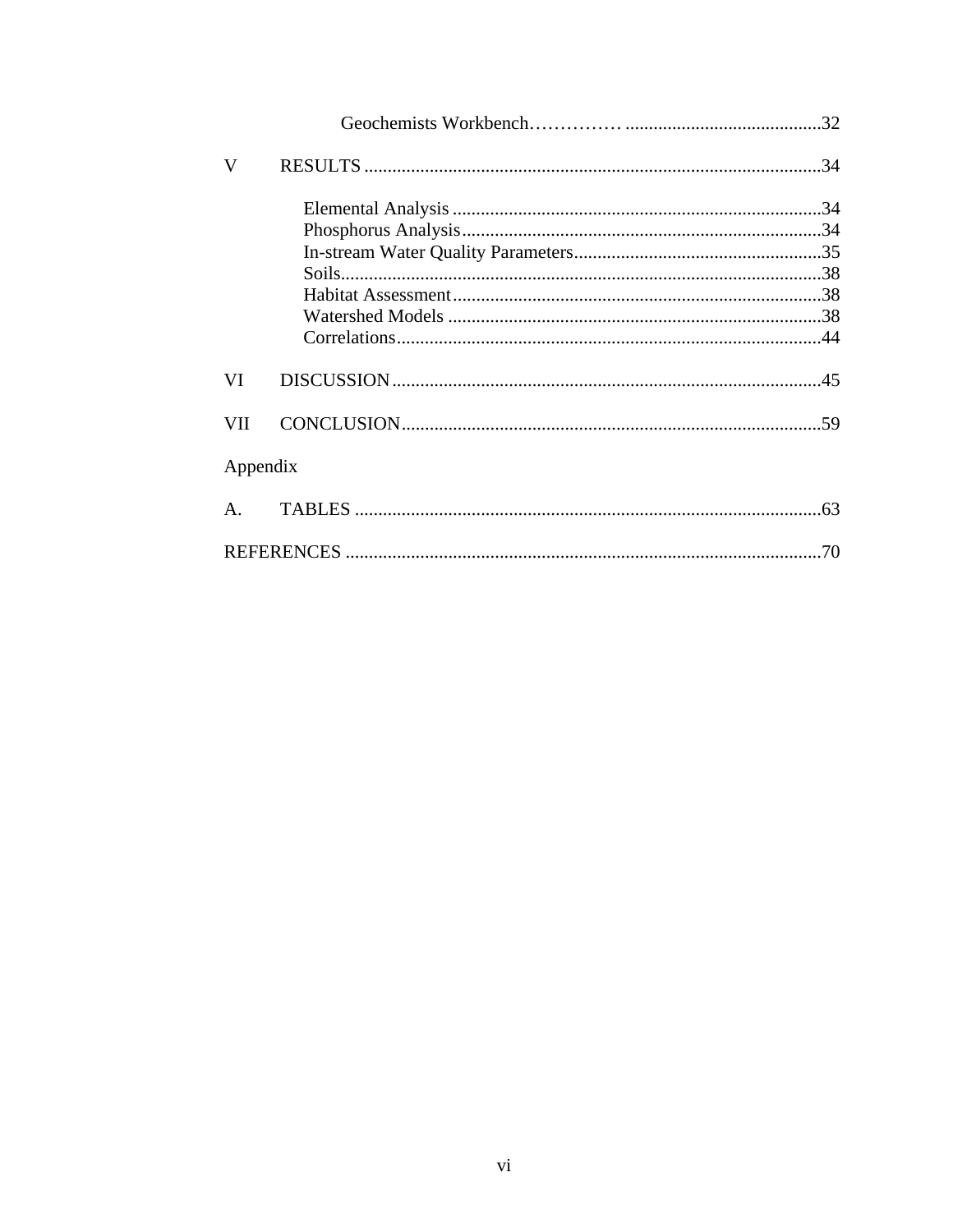Geochemists Workbench……………..........................................32

V RESULTS ..................................................................................................34

Elemental Analysis ...............................................................................34
Phosphorus Analysis.............................................................................34
In-stream Water Quality Parameters.....................................................35
Soils.......................................................................................................38
Habitat Assessment...............................................................................38
Watershed Models ................................................................................38
Correlations...........................................................................................44

VI DISCUSSION............................................................................................45

VII CONCLUSION..........................................................................................59

Appendix

A. TABLES ....................................................................................................63

REFERENCES ......................................................................................................70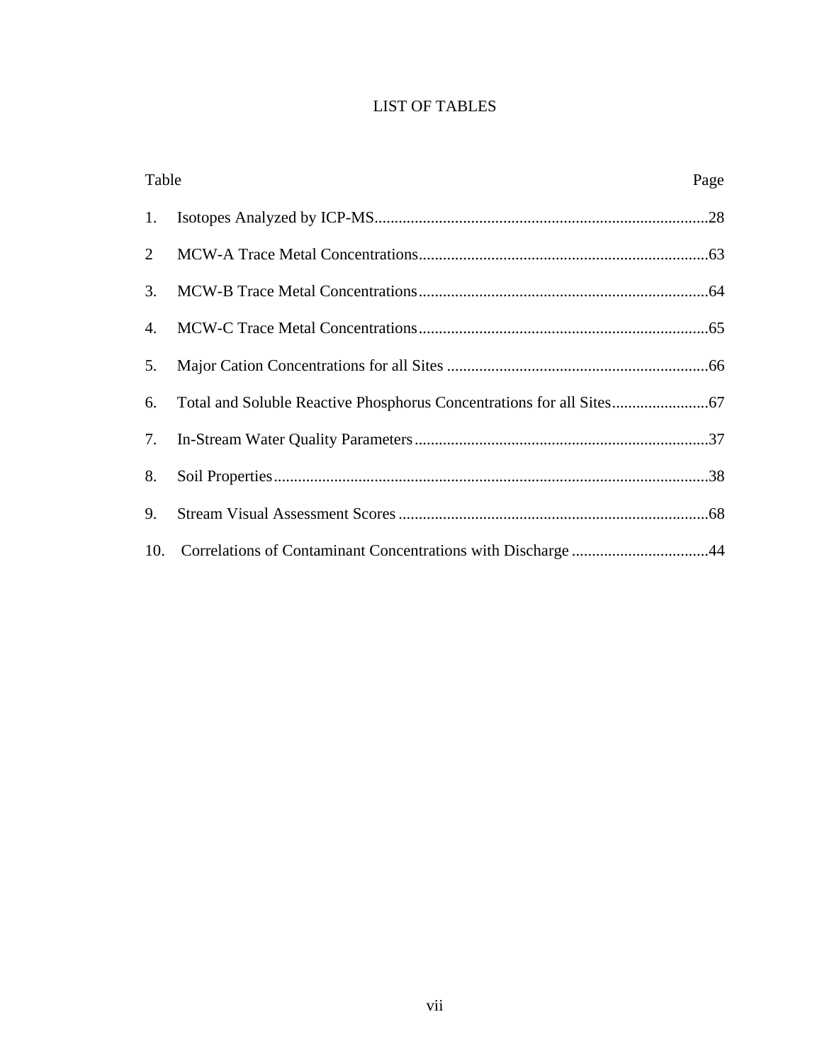# LIST OF TABLES

| Table | | Page |
|---|---|---|
| 1. | Isotopes Analyzed by ICP-MS | 28 |
| 2 | MCW-A Trace Metal Concentrations | 63 |
| 3. | MCW-B Trace Metal Concentrations | 64 |
| 4. | MCW-C Trace Metal Concentrations | 65 |
| 5. | Major Cation Concentrations for all Sites | 66 |
| 6. | Total and Soluble Reactive Phosphorus Concentrations for all Sites | 67 |
| 7. | In-Stream Water Quality Parameters | 37 |
| 8. | Soil Properties | 38 |
| 9. | Stream Visual Assessment Scores | 68 |
| 10. | Correlations of Contaminant Concentrations with Discharge | 44 |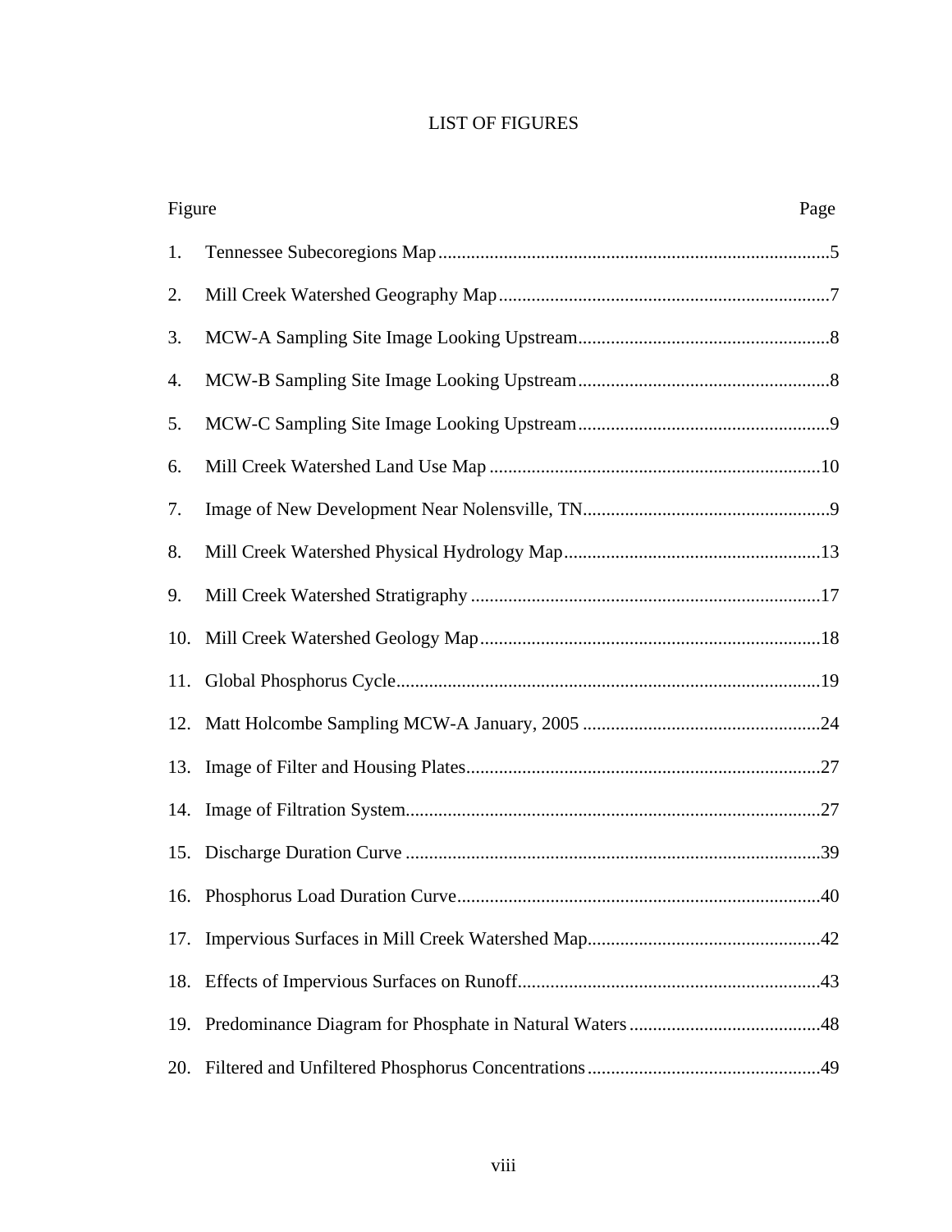# LIST OF FIGURES

| Figure | | Page |
|---|---|---|
| 1. | Tennessee Subecoregions Map | 5 |
| 2. | Mill Creek Watershed Geography Map | 7 |
| 3. | MCW-A Sampling Site Image Looking Upstream | 8 |
| 4. | MCW-B Sampling Site Image Looking Upstream | 8 |
| 5. | MCW-C Sampling Site Image Looking Upstream | 9 |
| 6. | Mill Creek Watershed Land Use Map | 10 |
| 7. | Image of New Development Near Nolensville, TN | 9 |
| 8. | Mill Creek Watershed Physical Hydrology Map | 13 |
| 9. | Mill Creek Watershed Stratigraphy | 17 |
| 10. | Mill Creek Watershed Geology Map | 18 |
| 11. | Global Phosphorus Cycle | 19 |
| 12. | Matt Holcombe Sampling MCW-A January, 2005 | 24 |
| 13. | Image of Filter and Housing Plates | 27 |
| 14. | Image of Filtration System | 27 |
| 15. | Discharge Duration Curve | 39 |
| 16. | Phosphorus Load Duration Curve | 40 |
| 17. | Impervious Surfaces in Mill Creek Watershed Map | 42 |
| 18. | Effects of Impervious Surfaces on Runoff | 43 |
| 19. | Predominance Diagram for Phosphate in Natural Waters | 48 |
| 20. | Filtered and Unfiltered Phosphorus Concentrations | 49 |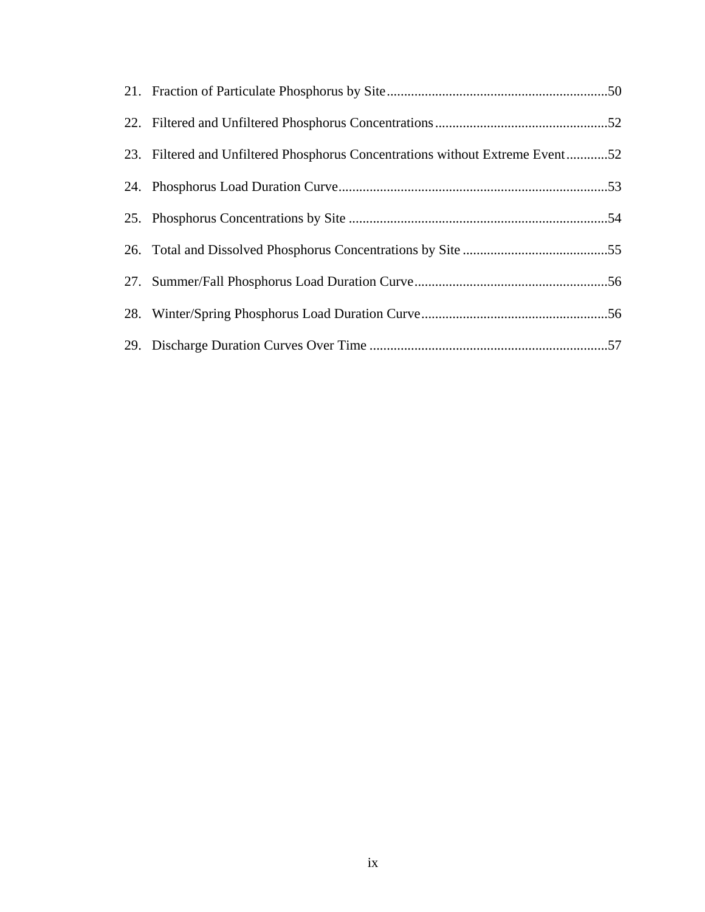21. Fraction of Particulate Phosphorus by Site ....................................................... 50
22. Filtered and Unfiltered Phosphorus Concentrations ............................................ 52
23. Filtered and Unfiltered Phosphorus Concentrations without Extreme Event ............ 52
24. Phosphorus Load Duration Curve ........................................................................ 53
25. Phosphorus Concentrations by Site ..................................................................... 54
26. Total and Dissolved Phosphorus Concentrations by Site ........................................ 55
27. Summer/Fall Phosphorus Load Duration Curve ...................................................... 56
28. Winter/Spring Phosphorus Load Duration Curve .................................................... 56
29. Discharge Duration Curves Over Time .................................................................. 57